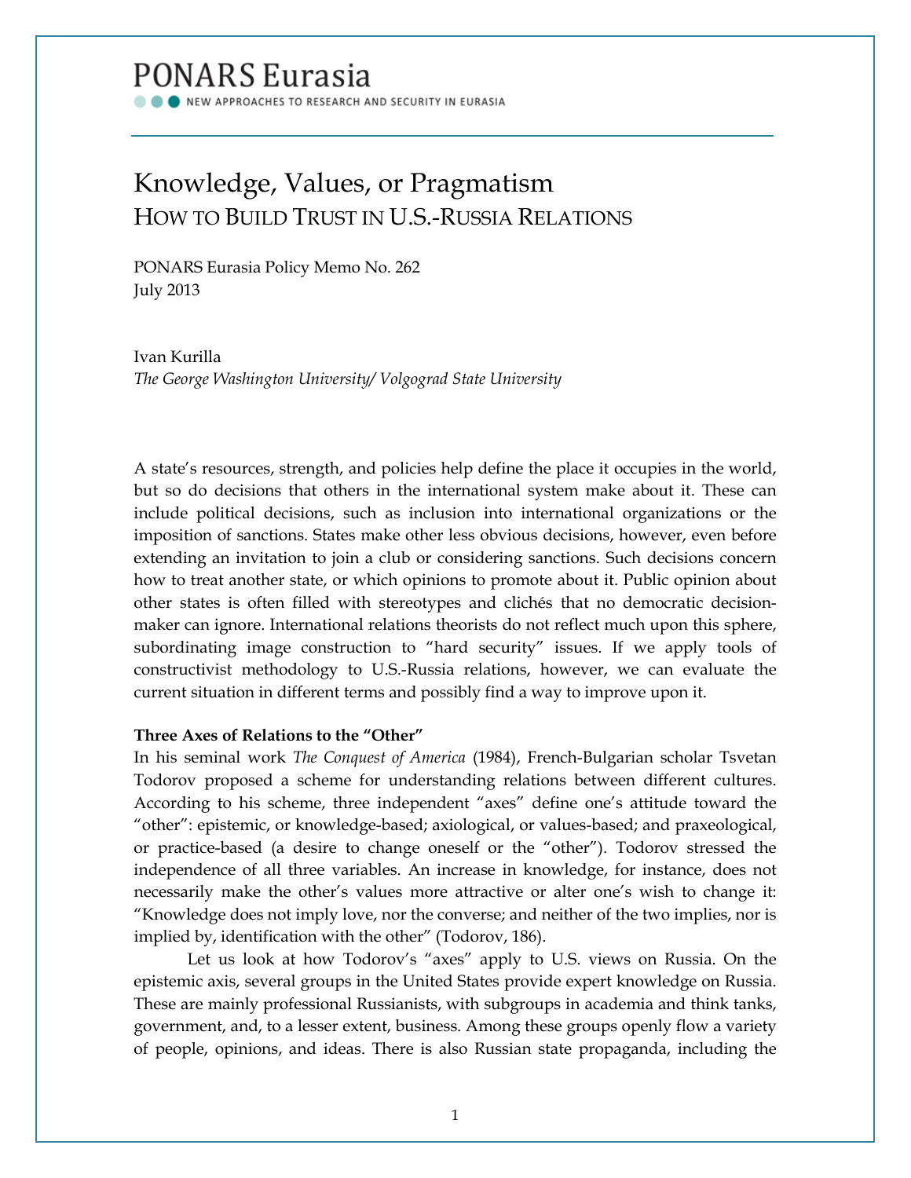# PONARS Eurasia

NEW APPROACHES TO RESEARCH AND SECURITY IN EURASIA

## Knowledge, Values, or Pragmatism
### HOW TO BUILD TRUST IN U.S.-RUSSIA RELATIONS

PONARS Eurasia Policy Memo No. 262
July 2013

Ivan Kurilla
*The George Washington University/ Volgograd State University*

A state's resources, strength, and policies help define the place it occupies in the world, but so do decisions that others in the international system make about it. These can include political decisions, such as inclusion into international organizations or the imposition of sanctions. States make other less obvious decisions, however, even before extending an invitation to join a club or considering sanctions. Such decisions concern how to treat another state, or which opinions to promote about it. Public opinion about other states is often filled with stereotypes and clichés that no democratic decision-maker can ignore. International relations theorists do not reflect much upon this sphere, subordinating image construction to "hard security" issues. If we apply tools of constructivist methodology to U.S.-Russia relations, however, we can evaluate the current situation in different terms and possibly find a way to improve upon it.

**Three Axes of Relations to the "Other"**

In his seminal work *The Conquest of America* (1984), French-Bulgarian scholar Tsvetan Todorov proposed a scheme for understanding relations between different cultures. According to his scheme, three independent "axes" define one's attitude toward the "other": epistemic, or knowledge-based; axiological, or values-based; and praxeological, or practice-based (a desire to change oneself or the "other"). Todorov stressed the independence of all three variables. An increase in knowledge, for instance, does not necessarily make the other's values more attractive or alter one's wish to change it: "Knowledge does not imply love, nor the converse; and neither of the two implies, nor is implied by, identification with the other" (Todorov, 186).

Let us look at how Todorov's "axes" apply to U.S. views on Russia. On the epistemic axis, several groups in the United States provide expert knowledge on Russia. These are mainly professional Russianists, with subgroups in academia and think tanks, government, and, to a lesser extent, business. Among these groups openly flow a variety of people, opinions, and ideas. There is also Russian state propaganda, including the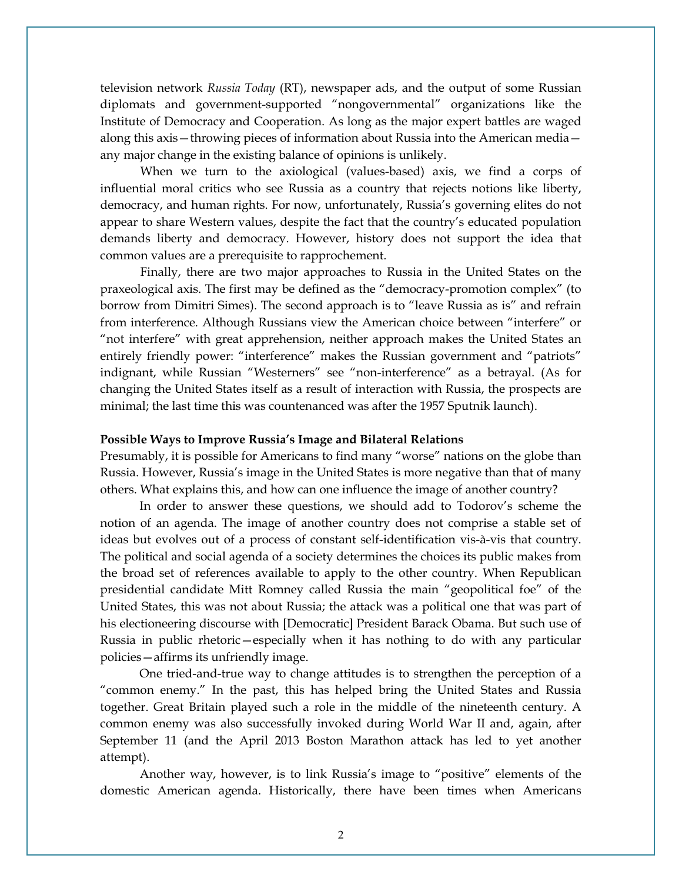television network *Russia Today* (RT), newspaper ads, and the output of some Russian diplomats and government-supported "nongovernmental" organizations like the Institute of Democracy and Cooperation. As long as the major expert battles are waged along this axis—throwing pieces of information about Russia into the American media—any major change in the existing balance of opinions is unlikely.

When we turn to the axiological (values-based) axis, we find a corps of influential moral critics who see Russia as a country that rejects notions like liberty, democracy, and human rights. For now, unfortunately, Russia's governing elites do not appear to share Western values, despite the fact that the country's educated population demands liberty and democracy. However, history does not support the idea that common values are a prerequisite to rapprochement.

Finally, there are two major approaches to Russia in the United States on the praxeological axis. The first may be defined as the "democracy-promotion complex" (to borrow from Dimitri Simes). The second approach is to "leave Russia as is" and refrain from interference. Although Russians view the American choice between "interfere" or "not interfere" with great apprehension, neither approach makes the United States an entirely friendly power: "interference" makes the Russian government and "patriots" indignant, while Russian "Westerners" see "non-interference" as a betrayal. (As for changing the United States itself as a result of interaction with Russia, the prospects are minimal; the last time this was countenanced was after the 1957 Sputnik launch).

**Possible Ways to Improve Russia's Image and Bilateral Relations**

Presumably, it is possible for Americans to find many "worse" nations on the globe than Russia. However, Russia's image in the United States is more negative than that of many others. What explains this, and how can one influence the image of another country?

In order to answer these questions, we should add to Todorov's scheme the notion of an agenda. The image of another country does not comprise a stable set of ideas but evolves out of a process of constant self-identification vis-à-vis that country. The political and social agenda of a society determines the choices its public makes from the broad set of references available to apply to the other country. When Republican presidential candidate Mitt Romney called Russia the main "geopolitical foe" of the United States, this was not about Russia; the attack was a political one that was part of his electioneering discourse with [Democratic] President Barack Obama. But such use of Russia in public rhetoric—especially when it has nothing to do with any particular policies—affirms its unfriendly image.

One tried-and-true way to change attitudes is to strengthen the perception of a "common enemy." In the past, this has helped bring the United States and Russia together. Great Britain played such a role in the middle of the nineteenth century. A common enemy was also successfully invoked during World War II and, again, after September 11 (and the April 2013 Boston Marathon attack has led to yet another attempt).

Another way, however, is to link Russia's image to "positive" elements of the domestic American agenda. Historically, there have been times when Americans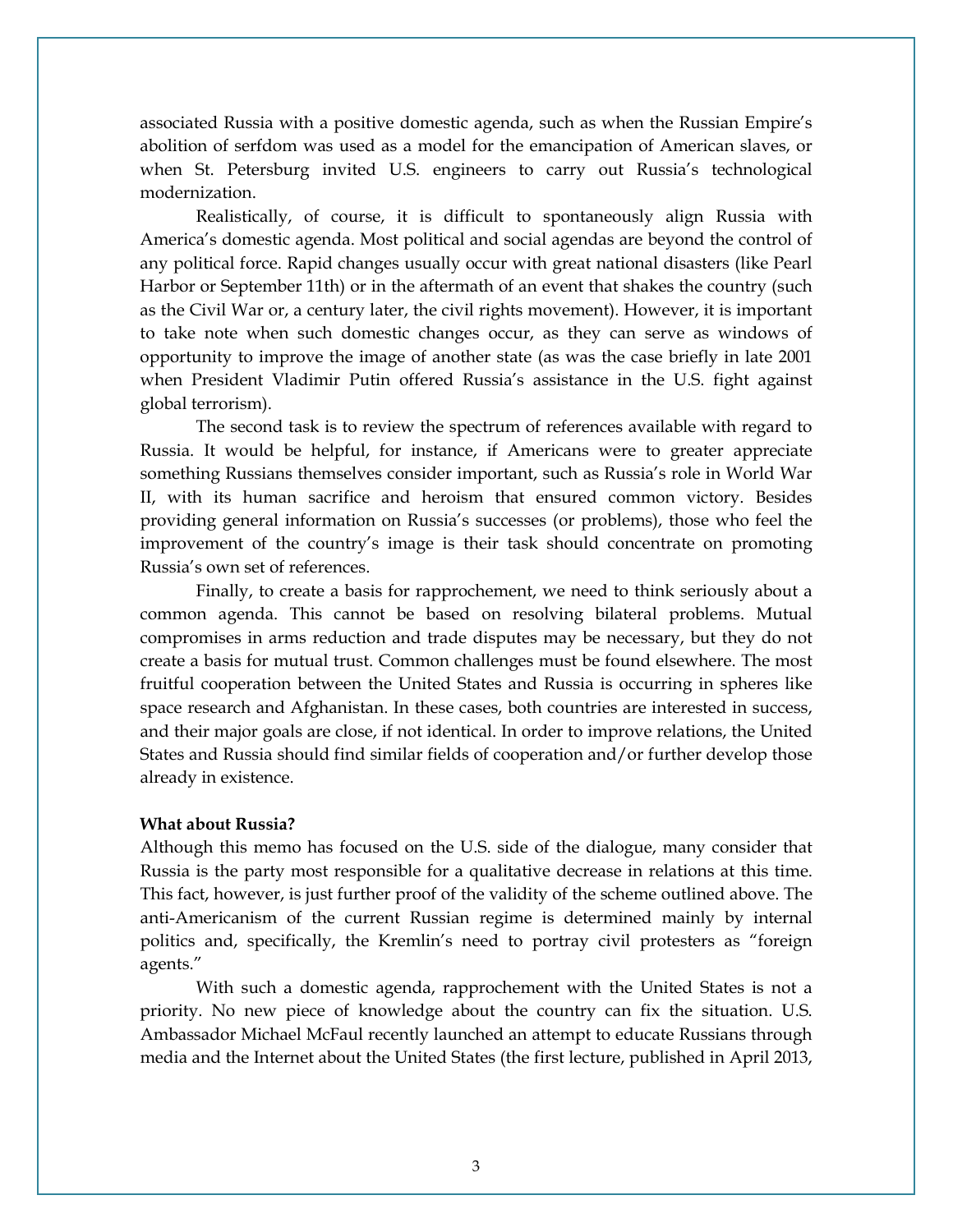associated Russia with a positive domestic agenda, such as when the Russian Empire's abolition of serfdom was used as a model for the emancipation of American slaves, or when St. Petersburg invited U.S. engineers to carry out Russia's technological modernization.

Realistically, of course, it is difficult to spontaneously align Russia with America's domestic agenda. Most political and social agendas are beyond the control of any political force. Rapid changes usually occur with great national disasters (like Pearl Harbor or September 11th) or in the aftermath of an event that shakes the country (such as the Civil War or, a century later, the civil rights movement). However, it is important to take note when such domestic changes occur, as they can serve as windows of opportunity to improve the image of another state (as was the case briefly in late 2001 when President Vladimir Putin offered Russia's assistance in the U.S. fight against global terrorism).

The second task is to review the spectrum of references available with regard to Russia. It would be helpful, for instance, if Americans were to greater appreciate something Russians themselves consider important, such as Russia's role in World War II, with its human sacrifice and heroism that ensured common victory. Besides providing general information on Russia's successes (or problems), those who feel the improvement of the country's image is their task should concentrate on promoting Russia's own set of references.

Finally, to create a basis for rapprochement, we need to think seriously about a common agenda. This cannot be based on resolving bilateral problems. Mutual compromises in arms reduction and trade disputes may be necessary, but they do not create a basis for mutual trust. Common challenges must be found elsewhere. The most fruitful cooperation between the United States and Russia is occurring in spheres like space research and Afghanistan. In these cases, both countries are interested in success, and their major goals are close, if not identical. In order to improve relations, the United States and Russia should find similar fields of cooperation and/or further develop those already in existence.

**What about Russia?**

Although this memo has focused on the U.S. side of the dialogue, many consider that Russia is the party most responsible for a qualitative decrease in relations at this time. This fact, however, is just further proof of the validity of the scheme outlined above. The anti-Americanism of the current Russian regime is determined mainly by internal politics and, specifically, the Kremlin's need to portray civil protesters as "foreign agents."

With such a domestic agenda, rapprochement with the United States is not a priority. No new piece of knowledge about the country can fix the situation. U.S. Ambassador Michael McFaul recently launched an attempt to educate Russians through media and the Internet about the United States (the first lecture, published in April 2013,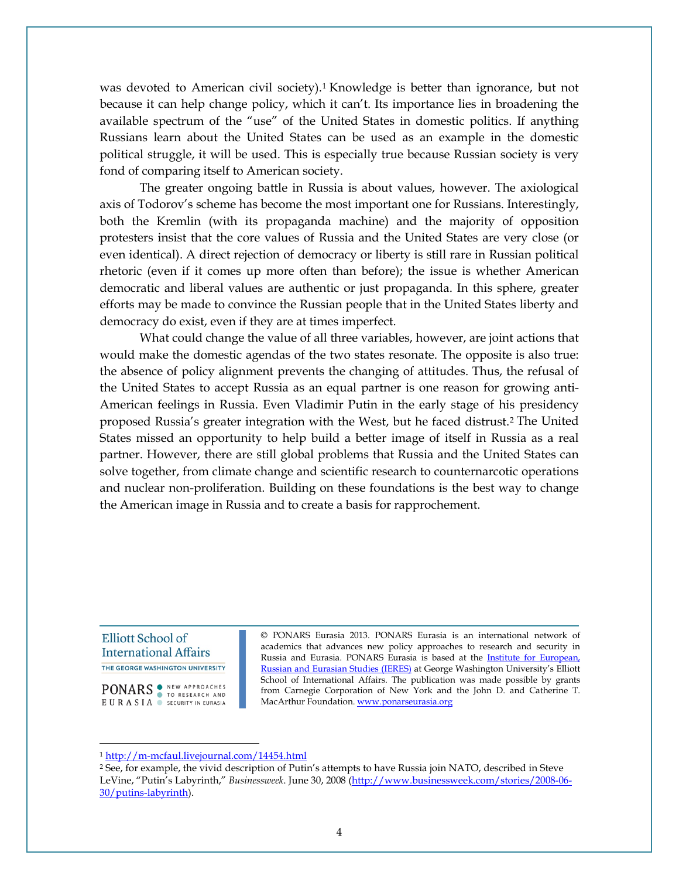was devoted to American civil society).[1] Knowledge is better than ignorance, but not because it can help change policy, which it can't. Its importance lies in broadening the available spectrum of the "use" of the United States in domestic politics. If anything Russians learn about the United States can be used as an example in the domestic political struggle, it will be used. This is especially true because Russian society is very fond of comparing itself to American society.

The greater ongoing battle in Russia is about values, however. The axiological axis of Todorov's scheme has become the most important one for Russians. Interestingly, both the Kremlin (with its propaganda machine) and the majority of opposition protesters insist that the core values of Russia and the United States are very close (or even identical). A direct rejection of democracy or liberty is still rare in Russian political rhetoric (even if it comes up more often than before); the issue is whether American democratic and liberal values are authentic or just propaganda. In this sphere, greater efforts may be made to convince the Russian people that in the United States liberty and democracy do exist, even if they are at times imperfect.

What could change the value of all three variables, however, are joint actions that would make the domestic agendas of the two states resonate. The opposite is also true: the absence of policy alignment prevents the changing of attitudes. Thus, the refusal of the United States to accept Russia as an equal partner is one reason for growing anti-American feelings in Russia. Even Vladimir Putin in the early stage of his presidency proposed Russia's greater integration with the West, but he faced distrust.[2] The United States missed an opportunity to help build a better image of itself in Russia as a real partner. However, there are still global problems that Russia and the United States can solve together, from climate change and scientific research to counternarcotic operations and nuclear non-proliferation. Building on these foundations is the best way to change the American image in Russia and to create a basis for rapprochement.

Elliott School of International Affairs
THE GEORGE WASHINGTON UNIVERSITY

PONARS EURASIA — NEW APPROACHES TO RESEARCH AND SECURITY IN EURASIA

© PONARS Eurasia 2013. PONARS Eurasia is an international network of academics that advances new policy approaches to research and security in Russia and Eurasia. PONARS Eurasia is based at the Institute for European, Russian and Eurasian Studies (IERES) at George Washington University's Elliott School of International Affairs. The publication was made possible by grants from Carnegie Corporation of New York and the John D. and Catherine T. MacArthur Foundation. www.ponarseurasia.org

---

[1] http://m-mcfaul.livejournal.com/14454.html

[2] See, for example, the vivid description of Putin's attempts to have Russia join NATO, described in Steve LeVine, "Putin's Labyrinth," *Businessweek*. June 30, 2008 (http://www.businessweek.com/stories/2008-06-30/putins-labyrinth).